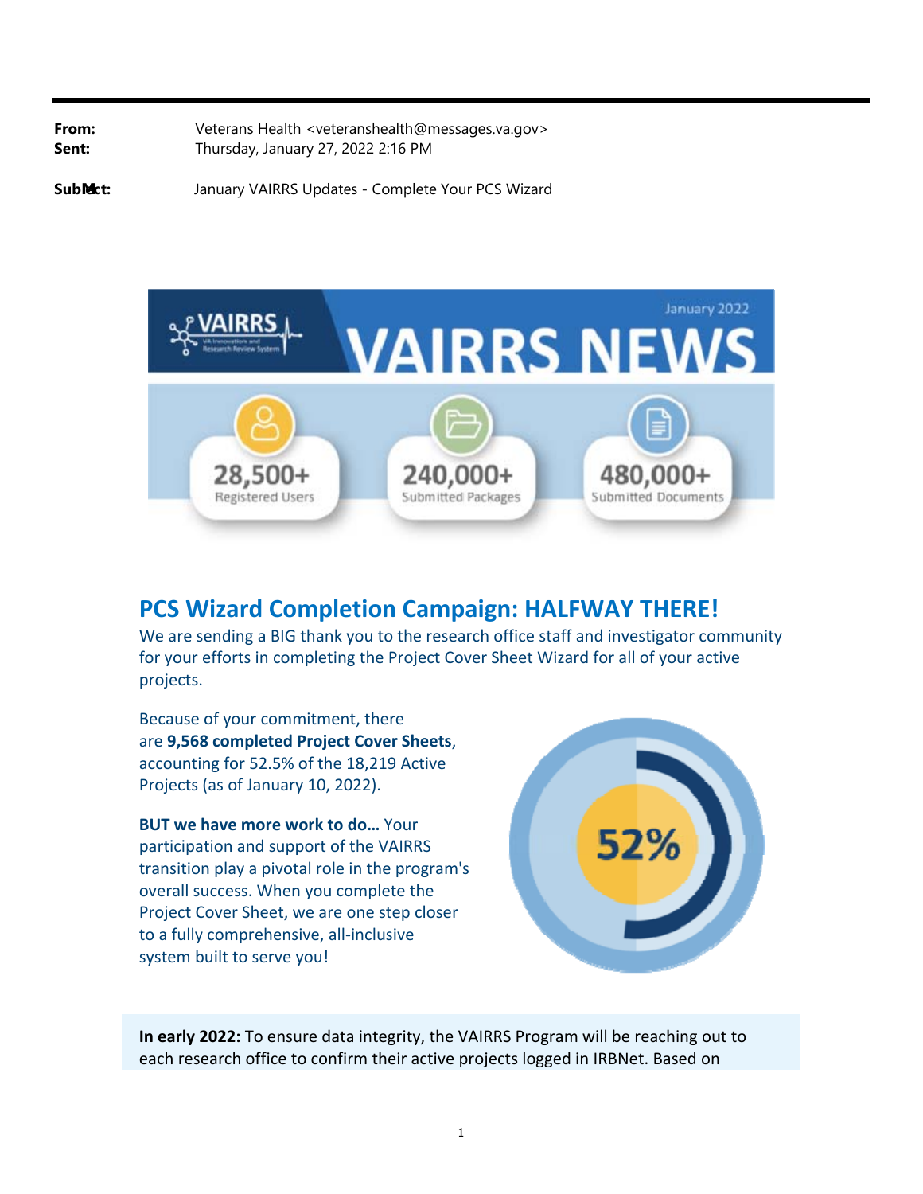**From:** Veterans Health <veteranshealth@messages.va.gov>
**Sent:** Thursday, January 27, 2022 2:16 PM
**Subject:** January VAIRRS Updates - Complete Your PCS Wizard

VAIRRS VA Innovation and Research Review System

January 2022

# VAIRRS NEWS

**28,500+** Registered Users

**240,000+** Submitted Packages

**480,000+** Submitted Documents

## PCS Wizard Completion Campaign: HALFWAY THERE!

We are sending a BIG thank you to the research office staff and investigator community for your efforts in completing the Project Cover Sheet Wizard for all of your active projects.

Because of your commitment, there are **9,568 completed Project Cover Sheets**, accounting for 52.5% of the 18,219 Active Projects (as of January 10, 2022).

52%

**BUT we have more work to do…** Your participation and support of the VAIRRS transition play a pivotal role in the program's overall success. When you complete the Project Cover Sheet, we are one step closer to a fully comprehensive, all-inclusive system built to serve you!

**In early 2022:** To ensure data integrity, the VAIRRS Program will be reaching out to each research office to confirm their active projects logged in IRBNet. Based on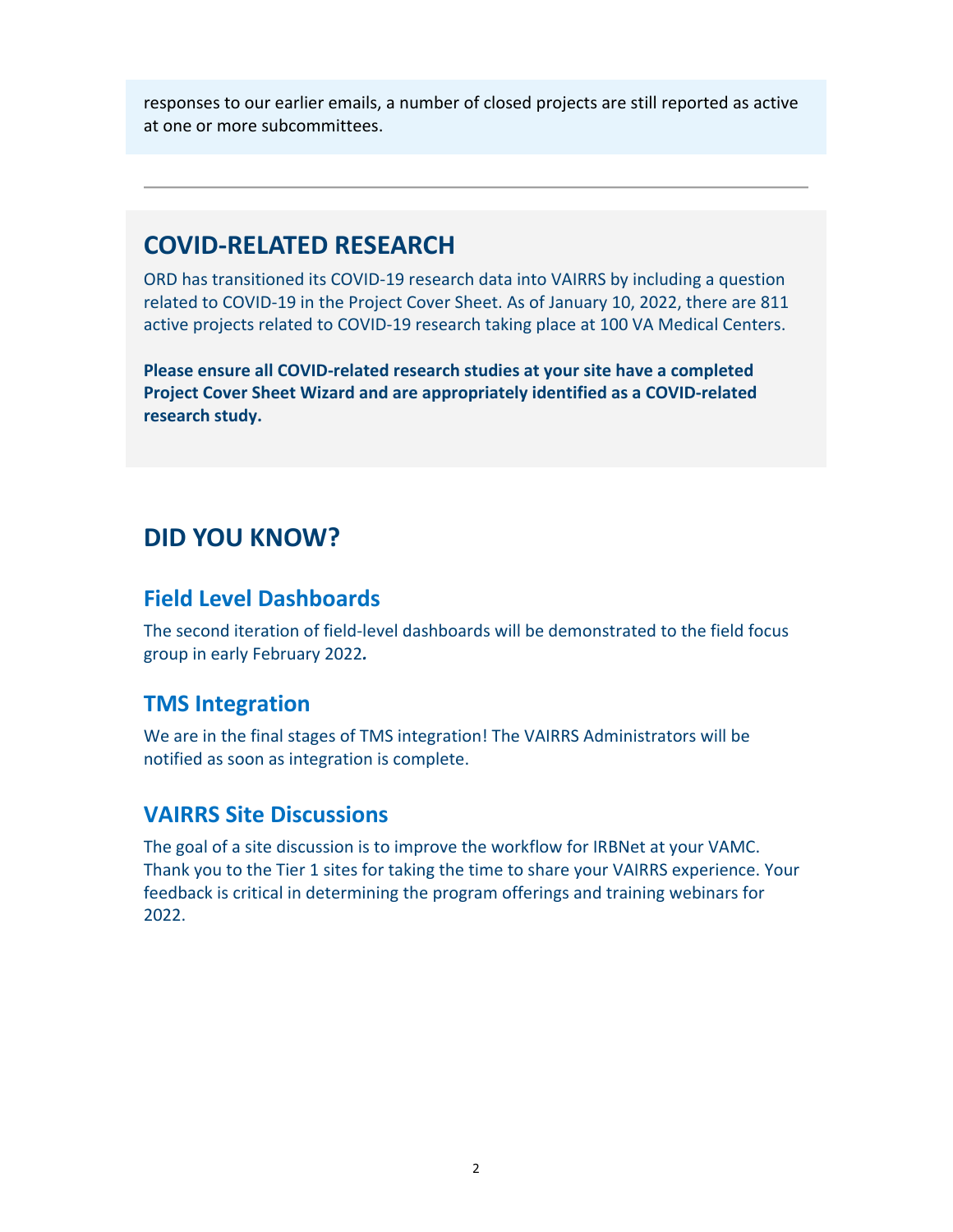responses to our earlier emails, a number of closed projects are still reported as active at one or more subcommittees.

---

## COVID-RELATED RESEARCH

ORD has transitioned its COVID-19 research data into VAIRRS by including a question related to COVID-19 in the Project Cover Sheet. As of January 10, 2022, there are 811 active projects related to COVID-19 research taking place at 100 VA Medical Centers.

**Please ensure all COVID-related research studies at your site have a completed Project Cover Sheet Wizard and are appropriately identified as a COVID-related research study.**

## DID YOU KNOW?

### Field Level Dashboards

The second iteration of field-level dashboards will be demonstrated to the field focus group in early February 2022.

### TMS Integration

We are in the final stages of TMS integration! The VAIRRS Administrators will be notified as soon as integration is complete.

### VAIRRS Site Discussions

The goal of a site discussion is to improve the workflow for IRBNet at your VAMC. Thank you to the Tier 1 sites for taking the time to share your VAIRRS experience. Your feedback is critical in determining the program offerings and training webinars for 2022.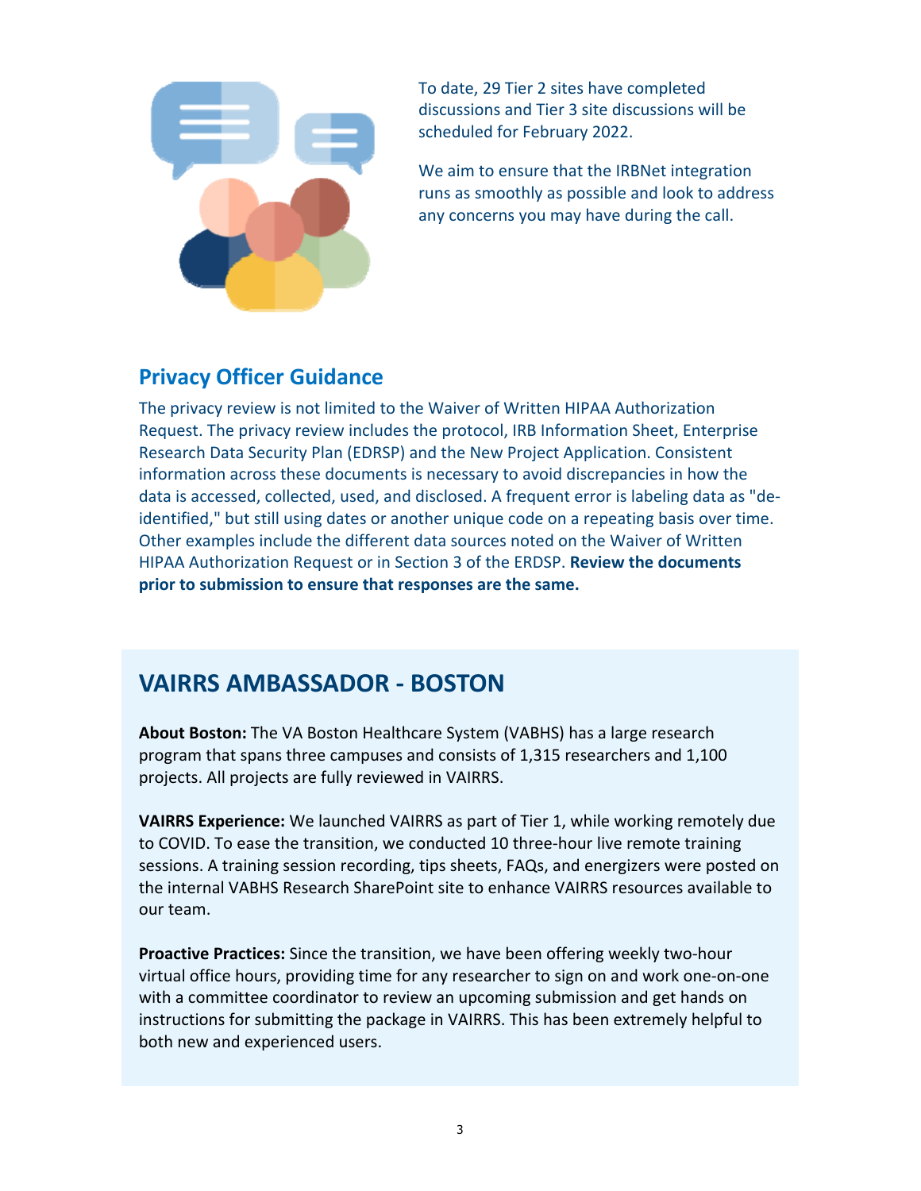To date, 29 Tier 2 sites have completed discussions and Tier 3 site discussions will be scheduled for February 2022.

We aim to ensure that the IRBNet integration runs as smoothly as possible and look to address any concerns you may have during the call.

## Privacy Officer Guidance

The privacy review is not limited to the Waiver of Written HIPAA Authorization Request. The privacy review includes the protocol, IRB Information Sheet, Enterprise Research Data Security Plan (EDRSP) and the New Project Application. Consistent information across these documents is necessary to avoid discrepancies in how the data is accessed, collected, used, and disclosed. A frequent error is labeling data as "de-identified," but still using dates or another unique code on a repeating basis over time. Other examples include the different data sources noted on the Waiver of Written HIPAA Authorization Request or in Section 3 of the ERDSP. **Review the documents prior to submission to ensure that responses are the same.**

## VAIRRS AMBASSADOR - BOSTON

**About Boston:** The VA Boston Healthcare System (VABHS) has a large research program that spans three campuses and consists of 1,315 researchers and 1,100 projects. All projects are fully reviewed in VAIRRS.

**VAIRRS Experience:** We launched VAIRRS as part of Tier 1, while working remotely due to COVID. To ease the transition, we conducted 10 three-hour live remote training sessions. A training session recording, tips sheets, FAQs, and energizers were posted on the internal VABHS Research SharePoint site to enhance VAIRRS resources available to our team.

**Proactive Practices:** Since the transition, we have been offering weekly two-hour virtual office hours, providing time for any researcher to sign on and work one-on-one with a committee coordinator to review an upcoming submission and get hands on instructions for submitting the package in VAIRRS. This has been extremely helpful to both new and experienced users.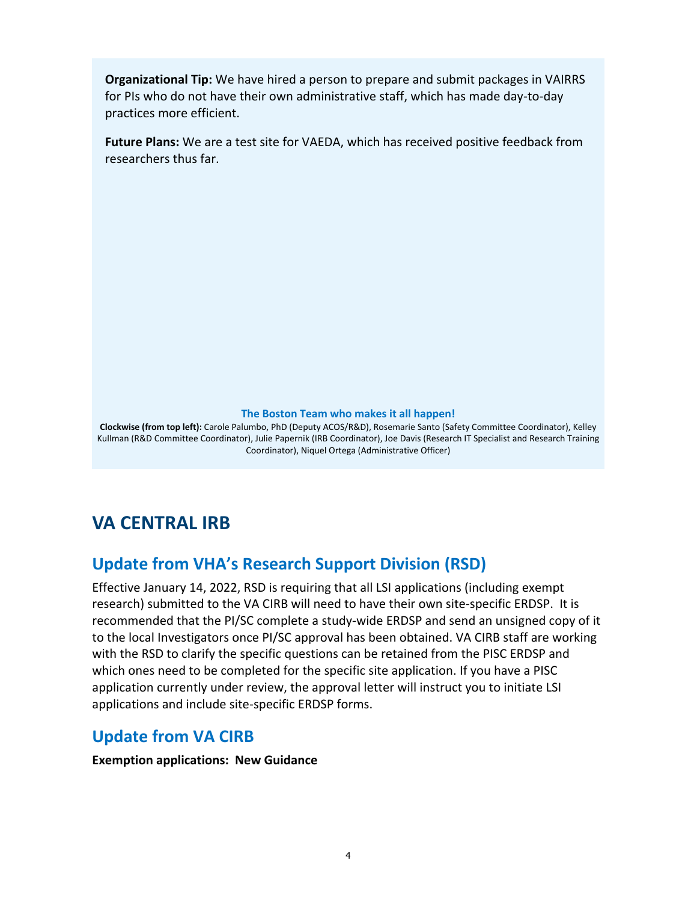**Organizational Tip:** We have hired a person to prepare and submit packages in VAIRRS for PIs who do not have their own administrative staff, which has made day-to-day practices more efficient.

**Future Plans:** We are a test site for VAEDA, which has received positive feedback from researchers thus far.

**The Boston Team who makes it all happen!**

**Clockwise (from top left):** Carole Palumbo, PhD (Deputy ACOS/R&D), Rosemarie Santo (Safety Committee Coordinator), Kelley Kullman (R&D Committee Coordinator), Julie Papernik (IRB Coordinator), Joe Davis (Research IT Specialist and Research Training Coordinator), Niquel Ortega (Administrative Officer)

# VA CENTRAL IRB

## Update from VHA's Research Support Division (RSD)

Effective January 14, 2022, RSD is requiring that all LSI applications (including exempt research) submitted to the VA CIRB will need to have their own site-specific ERDSP. It is recommended that the PI/SC complete a study-wide ERDSP and send an unsigned copy of it to the local Investigators once PI/SC approval has been obtained. VA CIRB staff are working with the RSD to clarify the specific questions can be retained from the PISC ERDSP and which ones need to be completed for the specific site application. If you have a PISC application currently under review, the approval letter will instruct you to initiate LSI applications and include site-specific ERDSP forms.

## Update from VA CIRB

**Exemption applications: New Guidance**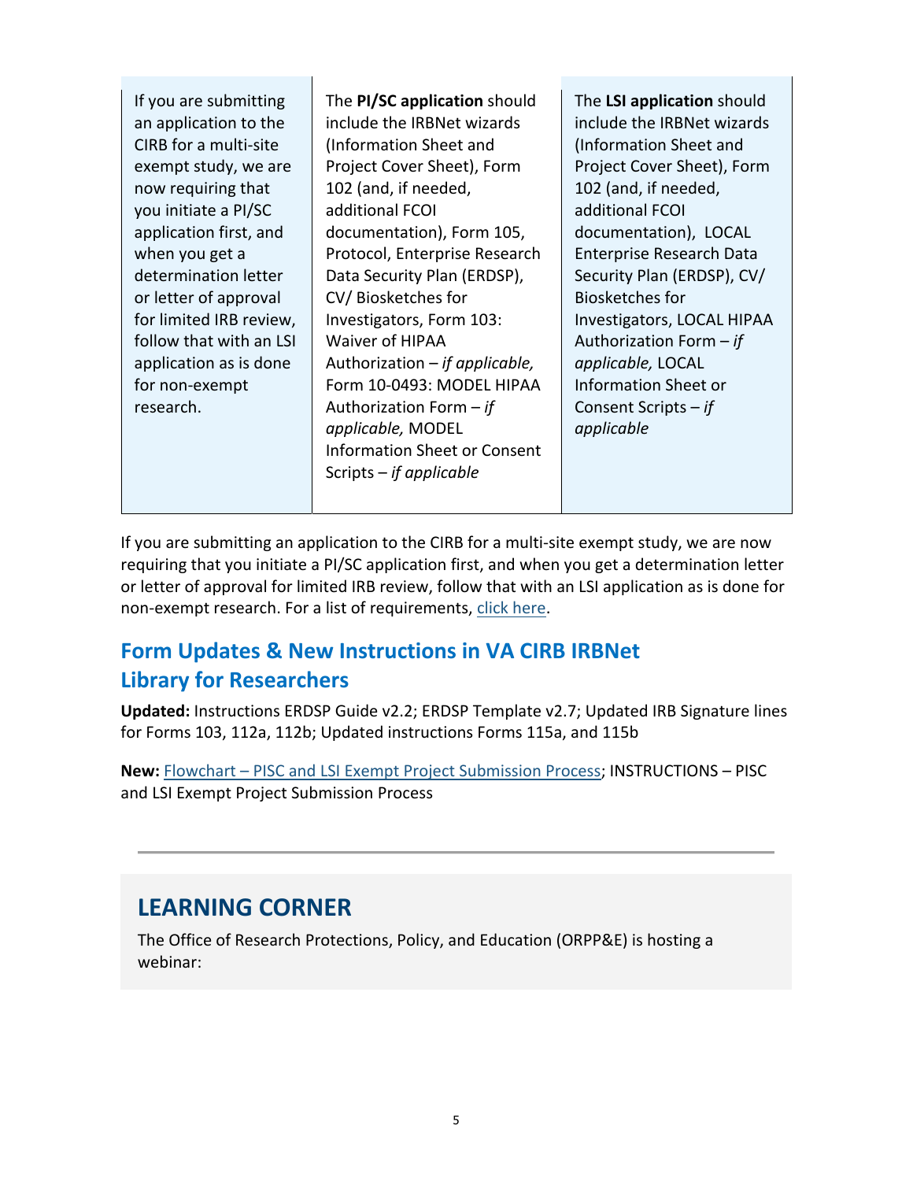| If you are submitting an application to the CIRB for a multi-site exempt study, we are now requiring that you initiate a PI/SC application first, and when you get a determination letter or letter of approval for limited IRB review, follow that with an LSI application as is done for non-exempt research. | The **PI/SC application** should include the IRBNet wizards (Information Sheet and Project Cover Sheet), Form 102 (and, if needed, additional FCOI documentation), Form 105, Protocol, Enterprise Research Data Security Plan (ERDSP), CV/ Biosketches for Investigators, Form 103: Waiver of HIPAA Authorization – *if applicable,* Form 10-0493: MODEL HIPAA Authorization Form – *if applicable,* MODEL Information Sheet or Consent Scripts – *if applicable* | The **LSI application** should include the IRBNet wizards (Information Sheet and Project Cover Sheet), Form 102 (and, if needed, additional FCOI documentation), LOCAL Enterprise Research Data Security Plan (ERDSP), CV/ Biosketches for Investigators, LOCAL HIPAA Authorization Form – *if applicable,* LOCAL Information Sheet or Consent Scripts – *if applicable* |
|---|---|---|

If you are submitting an application to the CIRB for a multi-site exempt study, we are now requiring that you initiate a PI/SC application first, and when you get a determination letter or letter of approval for limited IRB review, follow that with an LSI application as is done for non-exempt research. For a list of requirements, click here.

## Form Updates & New Instructions in VA CIRB IRBNet Library for Researchers

**Updated:** Instructions ERDSP Guide v2.2; ERDSP Template v2.7; Updated IRB Signature lines for Forms 103, 112a, 112b; Updated instructions Forms 115a, and 115b

**New:** Flowchart – PISC and LSI Exempt Project Submission Process; INSTRUCTIONS – PISC and LSI Exempt Project Submission Process

---

## LEARNING CORNER

The Office of Research Protections, Policy, and Education (ORPP&E) is hosting a webinar: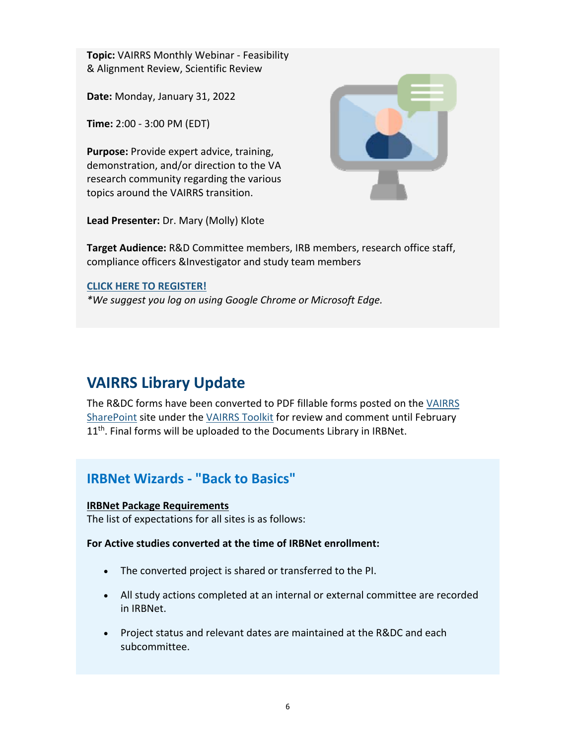**Topic:** VAIRRS Monthly Webinar - Feasibility & Alignment Review, Scientific Review

**Date:** Monday, January 31, 2022

**Time:** 2:00 - 3:00 PM (EDT)

**Purpose:** Provide expert advice, training, demonstration, and/or direction to the VA research community regarding the various topics around the VAIRRS transition.

**Lead Presenter:** Dr. Mary (Molly) Klote

**Target Audience:** R&D Committee members, IRB members, research office staff, compliance officers &Investigator and study team members

**CLICK HERE TO REGISTER!**
*\*We suggest you log on using Google Chrome or Microsoft Edge.*

## VAIRRS Library Update

The R&DC forms have been converted to PDF fillable forms posted on the VAIRRS SharePoint site under the VAIRRS Toolkit for review and comment until February 11th. Final forms will be uploaded to the Documents Library in IRBNet.

### IRBNet Wizards - "Back to Basics"

**IRBNet Package Requirements**
The list of expectations for all sites is as follows:

**For Active studies converted at the time of IRBNet enrollment:**

- The converted project is shared or transferred to the PI.
- All study actions completed at an internal or external committee are recorded in IRBNet.
- Project status and relevant dates are maintained at the R&DC and each subcommittee.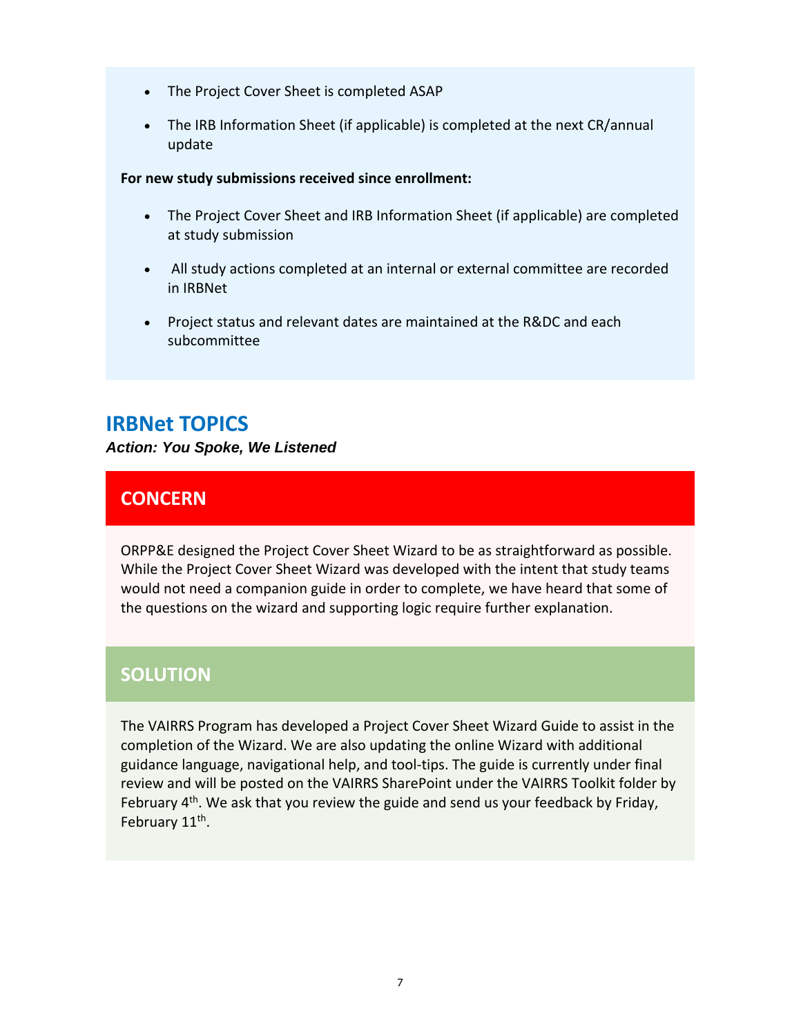- The Project Cover Sheet is completed ASAP
- The IRB Information Sheet (if applicable) is completed at the next CR/annual update

**For new study submissions received since enrollment:**

- The Project Cover Sheet and IRB Information Sheet (if applicable) are completed at study submission
- All study actions completed at an internal or external committee are recorded in IRBNet
- Project status and relevant dates are maintained at the R&DC and each subcommittee

## IRBNet TOPICS

***Action: You Spoke, We Listened***

### CONCERN

ORPP&E designed the Project Cover Sheet Wizard to be as straightforward as possible. While the Project Cover Sheet Wizard was developed with the intent that study teams would not need a companion guide in order to complete, we have heard that some of the questions on the wizard and supporting logic require further explanation.

### SOLUTION

The VAIRRS Program has developed a Project Cover Sheet Wizard Guide to assist in the completion of the Wizard. We are also updating the online Wizard with additional guidance language, navigational help, and tool-tips. The guide is currently under final review and will be posted on the VAIRRS SharePoint under the VAIRRS Toolkit folder by February 4th. We ask that you review the guide and send us your feedback by Friday, February 11th.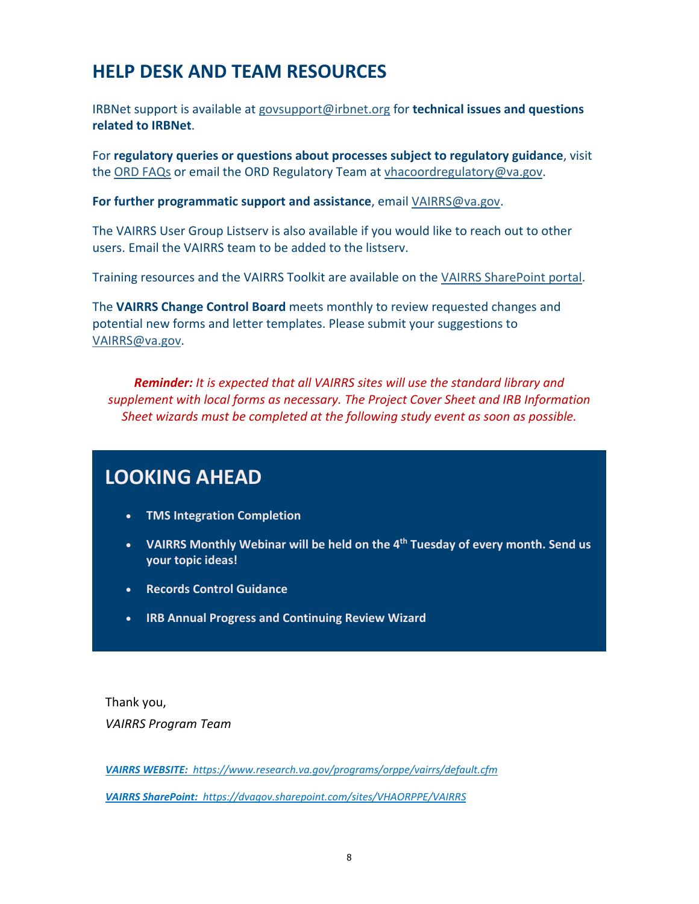## HELP DESK AND TEAM RESOURCES

IRBNet support is available at govsupport@irbnet.org for **technical issues and questions related to IRBNet**.

For **regulatory queries or questions about processes subject to regulatory guidance**, visit the ORD FAQs or email the ORD Regulatory Team at vhacoordregulatory@va.gov.

**For further programmatic support and assistance**, email VAIRRS@va.gov.

The VAIRRS User Group Listserv is also available if you would like to reach out to other users. Email the VAIRRS team to be added to the listserv.

Training resources and the VAIRRS Toolkit are available on the VAIRRS SharePoint portal.

The **VAIRRS Change Control Board** meets monthly to review requested changes and potential new forms and letter templates. Please submit your suggestions to VAIRRS@va.gov.

***Reminder:*** *It is expected that all VAIRRS sites will use the standard library and supplement with local forms as necessary. The Project Cover Sheet and IRB Information Sheet wizards must be completed at the following study event as soon as possible.*

## LOOKING AHEAD

- **TMS Integration Completion**
- **VAIRRS Monthly Webinar will be held on the 4th Tuesday of every month. Send us your topic ideas!**
- **Records Control Guidance**
- **IRB Annual Progress and Continuing Review Wizard**

Thank you,

*VAIRRS Program Team*

***VAIRRS WEBSITE:*** *https://www.research.va.gov/programs/orppe/vairrs/default.cfm*

***VAIRRS SharePoint:*** *https://dvagov.sharepoint.com/sites/VHAORPPE/VAIRRS*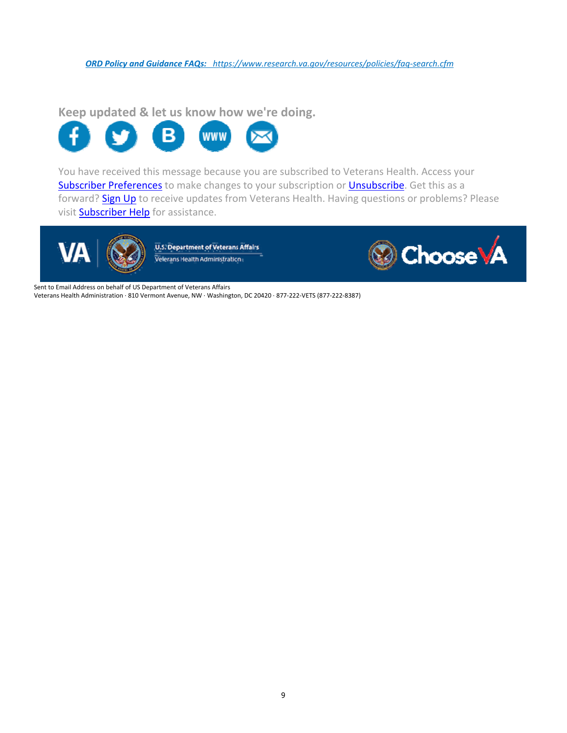***ORD Policy and Guidance FAQs:*** *https://www.research.va.gov/resources/policies/faq-search.cfm*

**Keep updated & let us know how we're doing.**

You have received this message because you are subscribed to Veterans Health. Access your Subscriber Preferences to make changes to your subscription or Unsubscribe. Get this as a forward? Sign Up to receive updates from Veterans Health. Having questions or problems? Please visit Subscriber Help for assistance.

Sent to Email Address on behalf of US Department of Veterans Affairs
Veterans Health Administration · 810 Vermont Avenue, NW · Washington, DC 20420 · 877-222-VETS (877-222-8387)